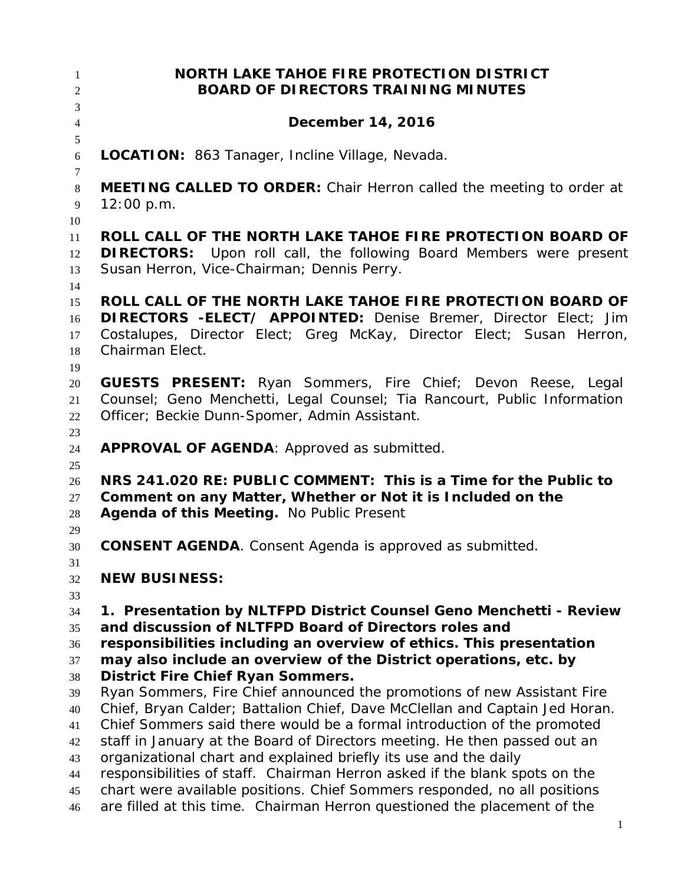# NORTH LAKE TAHOE FIRE PROTECTION DISTRICT
# BOARD OF DIRECTORS TRAINING MINUTES

## December 14, 2016

**LOCATION:** 863 Tanager, Incline Village, Nevada.

**MEETING CALLED TO ORDER:** Chair Herron called the meeting to order at 12:00 p.m.

**ROLL CALL OF THE NORTH LAKE TAHOE FIRE PROTECTION BOARD OF DIRECTORS:** Upon roll call, the following Board Members were present Susan Herron, Vice-Chairman; Dennis Perry.

**ROLL CALL OF THE NORTH LAKE TAHOE FIRE PROTECTION BOARD OF DIRECTORS -ELECT/ APPOINTED:** Denise Bremer, Director Elect; Jim Costalupes, Director Elect; Greg McKay, Director Elect; Susan Herron, Chairman Elect.

**GUESTS PRESENT:** Ryan Sommers, Fire Chief; Devon Reese, Legal Counsel; Geno Menchetti, Legal Counsel; Tia Rancourt, Public Information Officer; Beckie Dunn-Spomer, Admin Assistant.

**APPROVAL OF AGENDA**: Approved as submitted.

**NRS 241.020 RE: PUBLIC COMMENT: This is a Time for the Public to Comment on any Matter, Whether or Not it is Included on the Agenda of this Meeting.** No Public Present

**CONSENT AGENDA**. Consent Agenda is approved as submitted.

**NEW BUSINESS:**

**1. Presentation by NLTFPD District Counsel Geno Menchetti - Review and discussion of NLTFPD Board of Directors roles and responsibilities including an overview of ethics. This presentation may also include an overview of the District operations, etc. by District Fire Chief Ryan Sommers.**

Ryan Sommers, Fire Chief announced the promotions of new Assistant Fire Chief, Bryan Calder; Battalion Chief, Dave McClellan and Captain Jed Horan. Chief Sommers said there would be a formal introduction of the promoted staff in January at the Board of Directors meeting. He then passed out an organizational chart and explained briefly its use and the daily responsibilities of staff. Chairman Herron asked if the blank spots on the chart were available positions. Chief Sommers responded, no all positions are filled at this time. Chairman Herron questioned the placement of the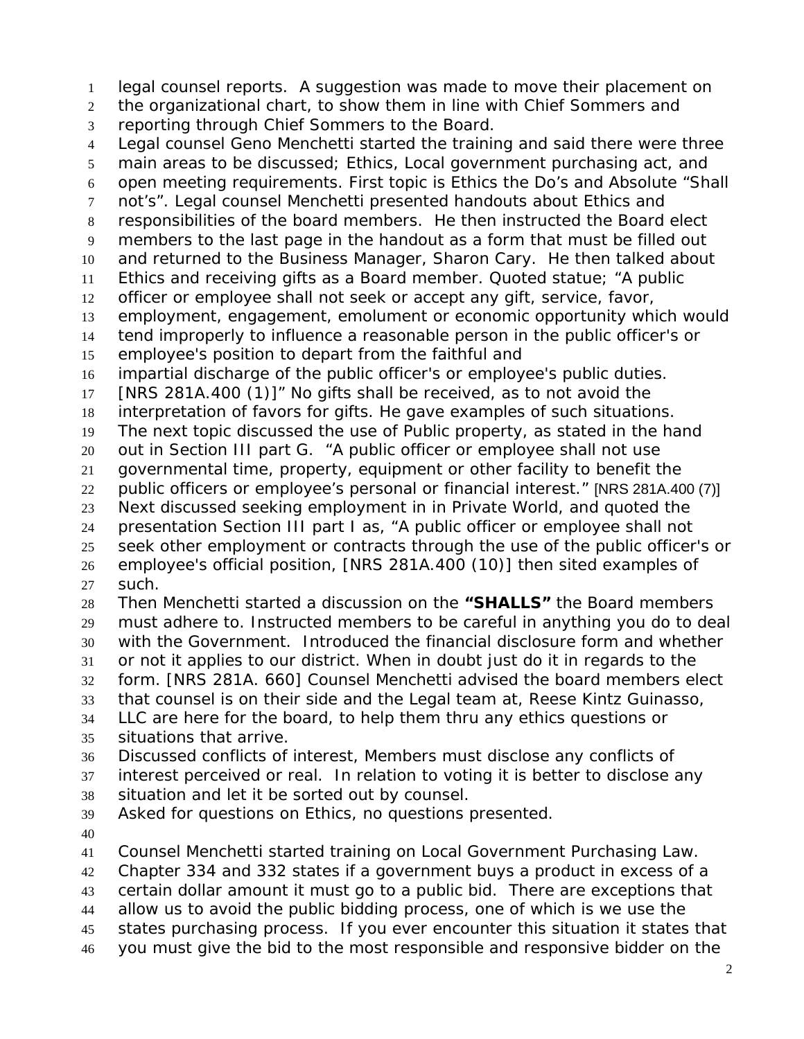legal counsel reports. A suggestion was made to move their placement on the organizational chart, to show them in line with Chief Sommers and reporting through Chief Sommers to the Board.

Legal counsel Geno Menchetti started the training and said there were three main areas to be discussed; Ethics, Local government purchasing act, and open meeting requirements. First topic is Ethics the Do's and Absolute "Shall not's". Legal counsel Menchetti presented handouts about Ethics and responsibilities of the board members. He then instructed the Board elect members to the last page in the handout as a form that must be filled out and returned to the Business Manager, Sharon Cary. He then talked about Ethics and receiving gifts as a Board member. Quoted statue; "A public officer or employee shall not seek or accept any gift, service, favor, employment, engagement, emolument or economic opportunity which would tend improperly to influence a reasonable person in the public officer's or employee's position to depart from the faithful and impartial discharge of the public officer's or employee's public duties. [NRS 281A.400 (1)]" No gifts shall be received, as to not avoid the interpretation of favors for gifts. He gave examples of such situations.

The next topic discussed the use of Public property, as stated in the hand out in Section III part G. "A public officer or employee shall not use governmental time, property, equipment or other facility to benefit the public officers or employee's personal or financial interest." [NRS 281A.400 (7)]

Next discussed seeking employment in in Private World, and quoted the presentation Section III part I as, "A public officer or employee shall not seek other employment or contracts through the use of the public officer's or employee's official position, [NRS 281A.400 (10)] then sited examples of such.

Then Menchetti started a discussion on the **"SHALLS"** the Board members must adhere to. Instructed members to be careful in anything you do to deal with the Government. Introduced the financial disclosure form and whether or not it applies to our district. When in doubt just do it in regards to the form. [NRS 281A. 660] Counsel Menchetti advised the board members elect that counsel is on their side and the Legal team at, Reese Kintz Guinasso, LLC are here for the board, to help them thru any ethics questions or situations that arrive.

Discussed conflicts of interest, Members must disclose any conflicts of interest perceived or real. In relation to voting it is better to disclose any situation and let it be sorted out by counsel.

Asked for questions on Ethics, no questions presented.

Counsel Menchetti started training on Local Government Purchasing Law. Chapter 334 and 332 states if a government buys a product in excess of a certain dollar amount it must go to a public bid. There are exceptions that allow us to avoid the public bidding process, one of which is we use the states purchasing process. If you ever encounter this situation it states that you must give the bid to the most responsible and responsive bidder on the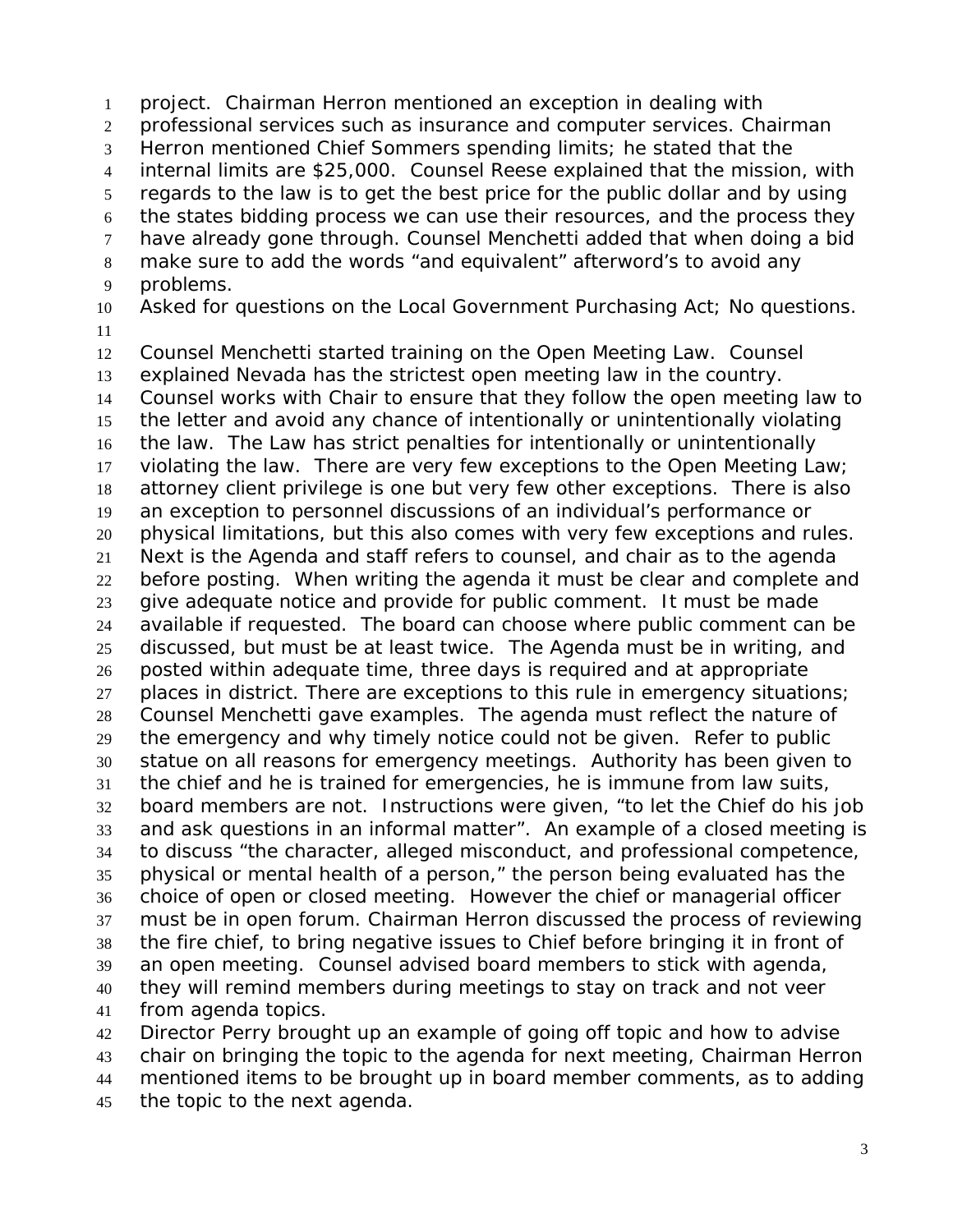project. Chairman Herron mentioned an exception in dealing with professional services such as insurance and computer services. Chairman Herron mentioned Chief Sommers spending limits; he stated that the internal limits are $25,000. Counsel Reese explained that the mission, with regards to the law is to get the best price for the public dollar and by using the states bidding process we can use their resources, and the process they have already gone through. Counsel Menchetti added that when doing a bid make sure to add the words "and equivalent" afterword's to avoid any problems.

Asked for questions on the Local Government Purchasing Act; No questions.

Counsel Menchetti started training on the Open Meeting Law. Counsel explained Nevada has the strictest open meeting law in the country. Counsel works with Chair to ensure that they follow the open meeting law to the letter and avoid any chance of intentionally or unintentionally violating the law. The Law has strict penalties for intentionally or unintentionally violating the law. There are very few exceptions to the Open Meeting Law; attorney client privilege is one but very few other exceptions. There is also an exception to personnel discussions of an individual's performance or physical limitations, but this also comes with very few exceptions and rules. Next is the Agenda and staff refers to counsel, and chair as to the agenda before posting. When writing the agenda it must be clear and complete and give adequate notice and provide for public comment. It must be made available if requested. The board can choose where public comment can be discussed, but must be at least twice. The Agenda must be in writing, and posted within adequate time, three days is required and at appropriate places in district. There are exceptions to this rule in emergency situations; Counsel Menchetti gave examples. The agenda must reflect the nature of the emergency and why timely notice could not be given. Refer to public statue on all reasons for emergency meetings. Authority has been given to the chief and he is trained for emergencies, he is immune from law suits, board members are not. Instructions were given, "to let the Chief do his job and ask questions in an informal matter". An example of a closed meeting is to discuss "the character, alleged misconduct, and professional competence, physical or mental health of a person," the person being evaluated has the choice of open or closed meeting. However the chief or managerial officer must be in open forum. Chairman Herron discussed the process of reviewing the fire chief, to bring negative issues to Chief before bringing it in front of an open meeting. Counsel advised board members to stick with agenda, they will remind members during meetings to stay on track and not veer from agenda topics.

Director Perry brought up an example of going off topic and how to advise chair on bringing the topic to the agenda for next meeting, Chairman Herron mentioned items to be brought up in board member comments, as to adding the topic to the next agenda.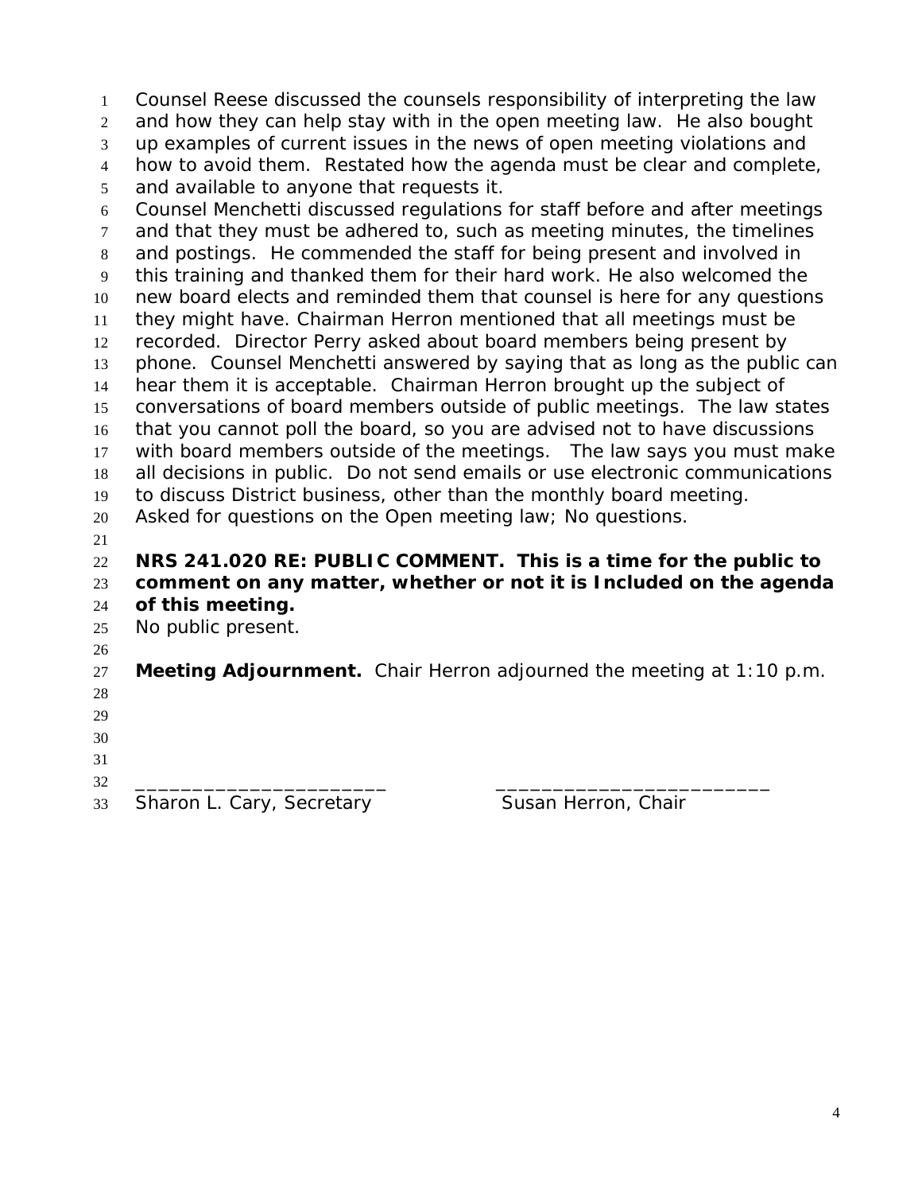Counsel Reese discussed the counsels responsibility of interpreting the law and how they can help stay with in the open meeting law. He also bought up examples of current issues in the news of open meeting violations and how to avoid them. Restated how the agenda must be clear and complete, and available to anyone that requests it.
Counsel Menchetti discussed regulations for staff before and after meetings and that they must be adhered to, such as meeting minutes, the timelines and postings. He commended the staff for being present and involved in this training and thanked them for their hard work. He also welcomed the new board elects and reminded them that counsel is here for any questions they might have. Chairman Herron mentioned that all meetings must be recorded. Director Perry asked about board members being present by phone. Counsel Menchetti answered by saying that as long as the public can hear them it is acceptable. Chairman Herron brought up the subject of conversations of board members outside of public meetings. The law states that you cannot poll the board, so you are advised not to have discussions with board members outside of the meetings. The law says you must make all decisions in public. Do not send emails or use electronic communications to discuss District business, other than the monthly board meeting.
Asked for questions on the Open meeting law; No questions.

**NRS 241.020 RE: PUBLIC COMMENT. This is a time for the public to comment on any matter, whether or not it is Included on the agenda of this meeting.**
No public present.

**Meeting Adjournment.** Chair Herron adjourned the meeting at 1:10 p.m.

______________________ ________________________
Sharon L. Cary, Secretary Susan Herron, Chair